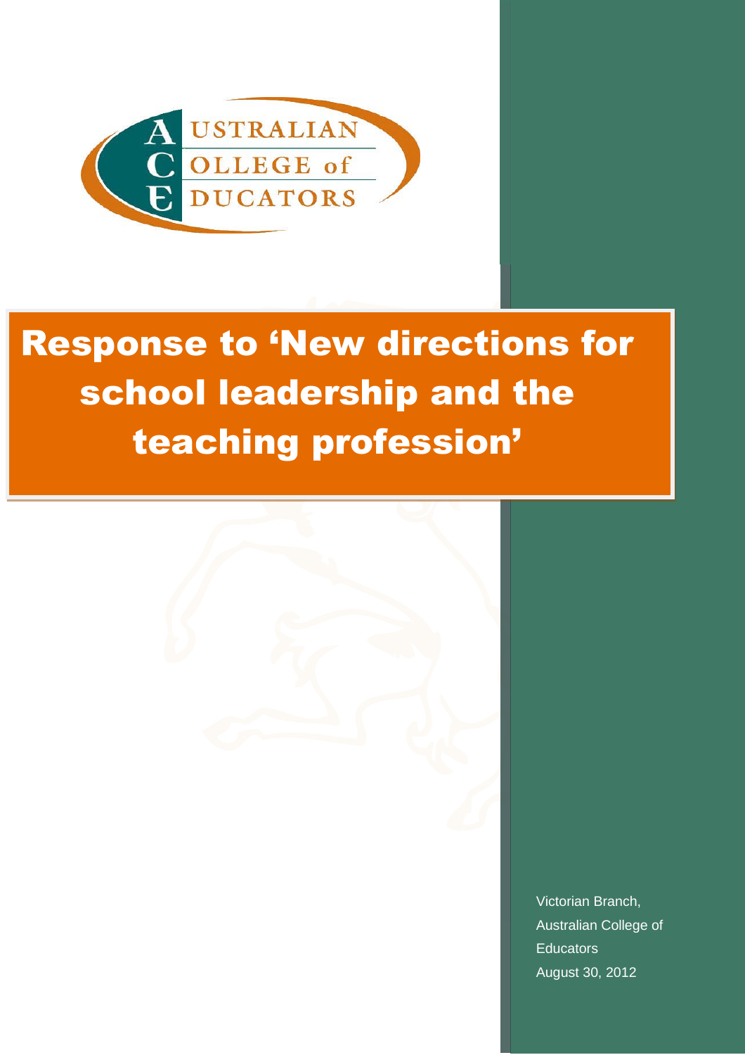AUSTRALIAN COLLEGE of EDUCATORS

# Response to 'New directions for school leadership and the teaching profession'

Victorian Branch,
Australian College of Educators
August 30, 2012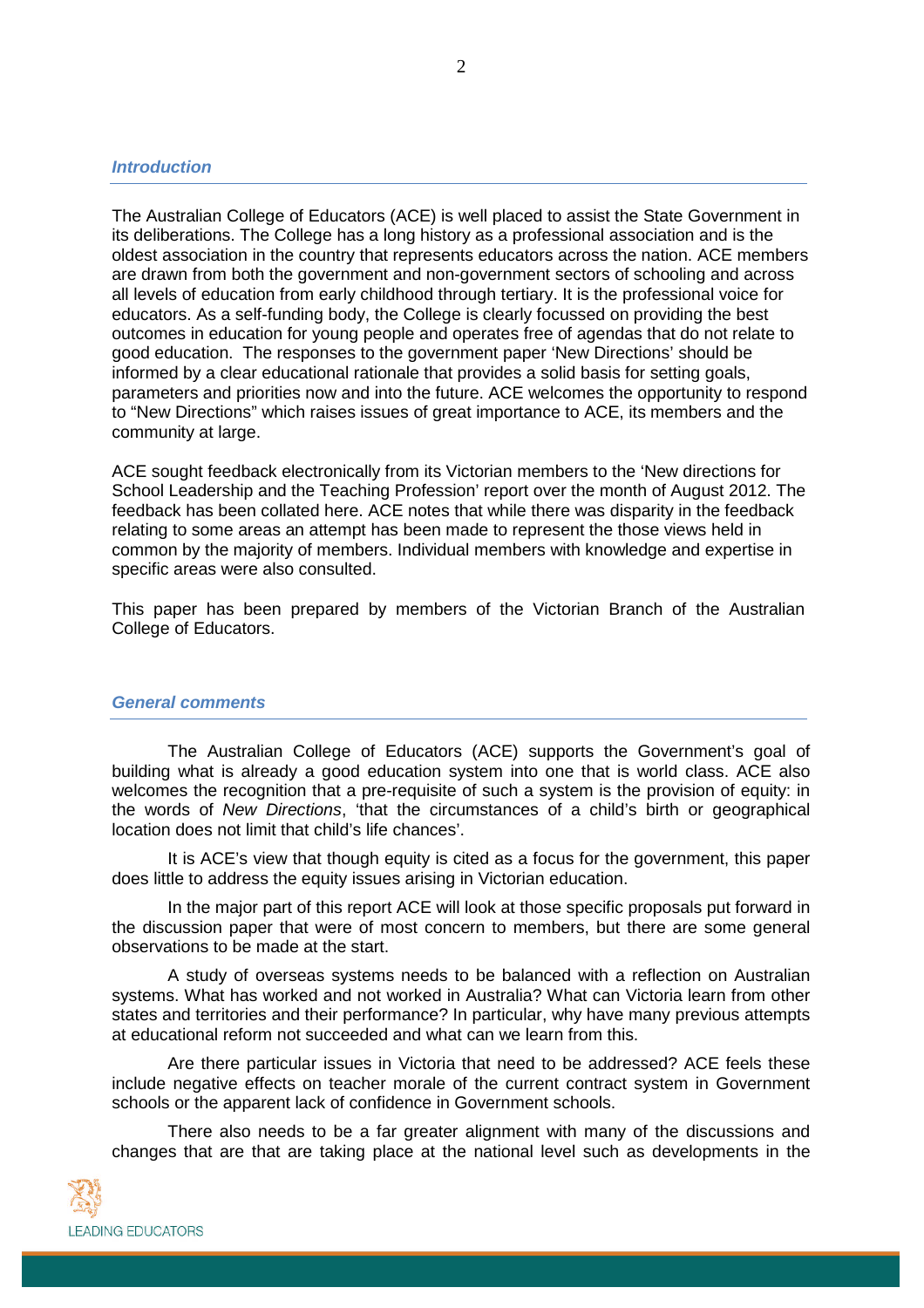## *Introduction*

The Australian College of Educators (ACE) is well placed to assist the State Government in its deliberations. The College has a long history as a professional association and is the oldest association in the country that represents educators across the nation. ACE members are drawn from both the government and non-government sectors of schooling and across all levels of education from early childhood through tertiary. It is the professional voice for educators. As a self-funding body, the College is clearly focussed on providing the best outcomes in education for young people and operates free of agendas that do not relate to good education. The responses to the government paper 'New Directions' should be informed by a clear educational rationale that provides a solid basis for setting goals, parameters and priorities now and into the future. ACE welcomes the opportunity to respond to "New Directions" which raises issues of great importance to ACE, its members and the community at large.

ACE sought feedback electronically from its Victorian members to the 'New directions for School Leadership and the Teaching Profession' report over the month of August 2012. The feedback has been collated here. ACE notes that while there was disparity in the feedback relating to some areas an attempt has been made to represent the those views held in common by the majority of members. Individual members with knowledge and expertise in specific areas were also consulted.

This paper has been prepared by members of the Victorian Branch of the Australian College of Educators.

## *General comments*

The Australian College of Educators (ACE) supports the Government's goal of building what is already a good education system into one that is world class. ACE also welcomes the recognition that a pre-requisite of such a system is the provision of equity: in the words of *New Directions*, 'that the circumstances of a child's birth or geographical location does not limit that child's life chances'.

It is ACE's view that though equity is cited as a focus for the government, this paper does little to address the equity issues arising in Victorian education.

In the major part of this report ACE will look at those specific proposals put forward in the discussion paper that were of most concern to members, but there are some general observations to be made at the start.

A study of overseas systems needs to be balanced with a reflection on Australian systems. What has worked and not worked in Australia? What can Victoria learn from other states and territories and their performance? In particular, why have many previous attempts at educational reform not succeeded and what can we learn from this.

Are there particular issues in Victoria that need to be addressed? ACE feels these include negative effects on teacher morale of the current contract system in Government schools or the apparent lack of confidence in Government schools.

There also needs to be a far greater alignment with many of the discussions and changes that are that are taking place at the national level such as developments in the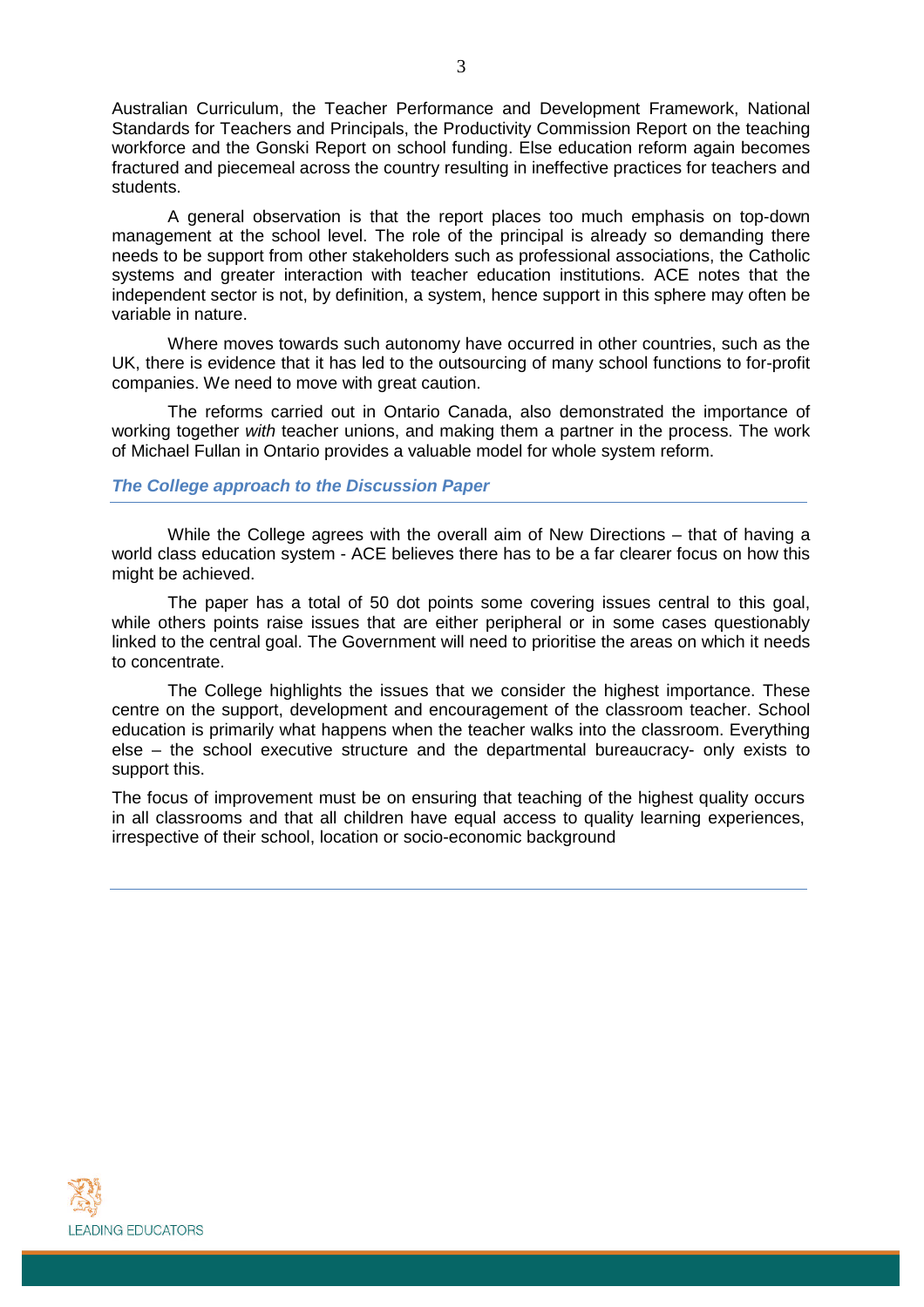Australian Curriculum, the Teacher Performance and Development Framework, National Standards for Teachers and Principals, the Productivity Commission Report on the teaching workforce and the Gonski Report on school funding. Else education reform again becomes fractured and piecemeal across the country resulting in ineffective practices for teachers and students.

A general observation is that the report places too much emphasis on top-down management at the school level. The role of the principal is already so demanding there needs to be support from other stakeholders such as professional associations, the Catholic systems and greater interaction with teacher education institutions. ACE notes that the independent sector is not, by definition, a system, hence support in this sphere may often be variable in nature.

Where moves towards such autonomy have occurred in other countries, such as the UK, there is evidence that it has led to the outsourcing of many school functions to for-profit companies. We need to move with great caution.

The reforms carried out in Ontario Canada, also demonstrated the importance of working together *with* teacher unions, and making them a partner in the process. The work of Michael Fullan in Ontario provides a valuable model for whole system reform.

### *The College approach to the Discussion Paper*

While the College agrees with the overall aim of New Directions – that of having a world class education system - ACE believes there has to be a far clearer focus on how this might be achieved.

The paper has a total of 50 dot points some covering issues central to this goal, while others points raise issues that are either peripheral or in some cases questionably linked to the central goal. The Government will need to prioritise the areas on which it needs to concentrate.

The College highlights the issues that we consider the highest importance. These centre on the support, development and encouragement of the classroom teacher. School education is primarily what happens when the teacher walks into the classroom. Everything else – the school executive structure and the departmental bureaucracy- only exists to support this.

The focus of improvement must be on ensuring that teaching of the highest quality occurs in all classrooms and that all children have equal access to quality learning experiences, irrespective of their school, location or socio-economic background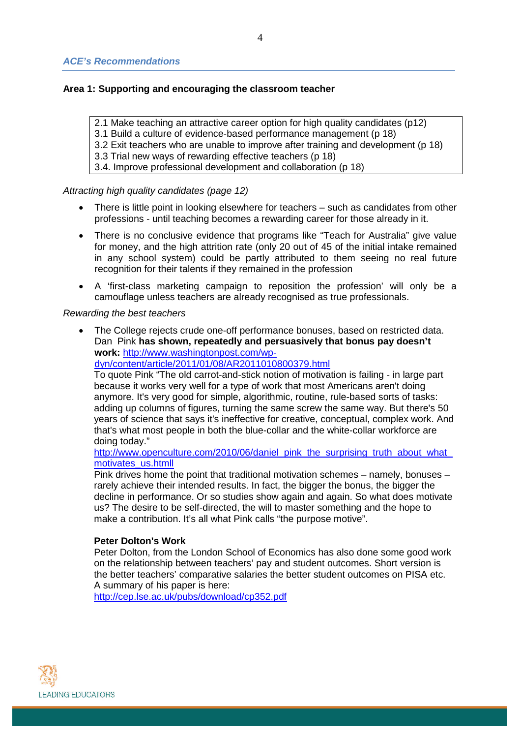### *ACE's Recommendations*

**Area 1: Supporting and encouraging the classroom teacher**

2.1 Make teaching an attractive career option for high quality candidates (p12)
3.1 Build a culture of evidence-based performance management (p 18)
3.2 Exit teachers who are unable to improve after training and development (p 18)
3.3 Trial new ways of rewarding effective teachers (p 18)
3.4. Improve professional development and collaboration (p 18)

*Attracting high quality candidates (page 12)*

- There is little point in looking elsewhere for teachers – such as candidates from other professions - until teaching becomes a rewarding career for those already in it.
- There is no conclusive evidence that programs like "Teach for Australia" give value for money, and the high attrition rate (only 20 out of 45 of the initial intake remained in any school system) could be partly attributed to them seeing no real future recognition for their talents if they remained in the profession
- A 'first-class marketing campaign to reposition the profession' will only be a camouflage unless teachers are already recognised as true professionals.

*Rewarding the best teachers*

- The College rejects crude one-off performance bonuses, based on restricted data. Dan Pink **has shown, repeatedly and persuasively that bonus pay doesn't work:** http://www.washingtonpost.com/wp-dyn/content/article/2011/01/08/AR2011010800379.html
  To quote Pink "The old carrot-and-stick notion of motivation is failing - in large part because it works very well for a type of work that most Americans aren't doing anymore. It's very good for simple, algorithmic, routine, rule-based sorts of tasks: adding up columns of figures, turning the same screw the same way. But there's 50 years of science that says it's ineffective for creative, conceptual, complex work. And that's what most people in both the blue-collar and the white-collar workforce are doing today."
  http://www.openculture.com/2010/06/daniel_pink_the_surprising_truth_about_what_motivates_us.htmll
  Pink drives home the point that traditional motivation schemes – namely, bonuses – rarely achieve their intended results. In fact, the bigger the bonus, the bigger the decline in performance. Or so studies show again and again. So what does motivate us? The desire to be self-directed, the will to master something and the hope to make a contribution. It's all what Pink calls "the purpose motive".

  **Peter Dolton's Work**
  Peter Dolton, from the London School of Economics has also done some good work on the relationship between teachers' pay and student outcomes. Short version is the better teachers' comparative salaries the better student outcomes on PISA etc. A summary of his paper is here:
  http://cep.lse.ac.uk/pubs/download/cp352.pdf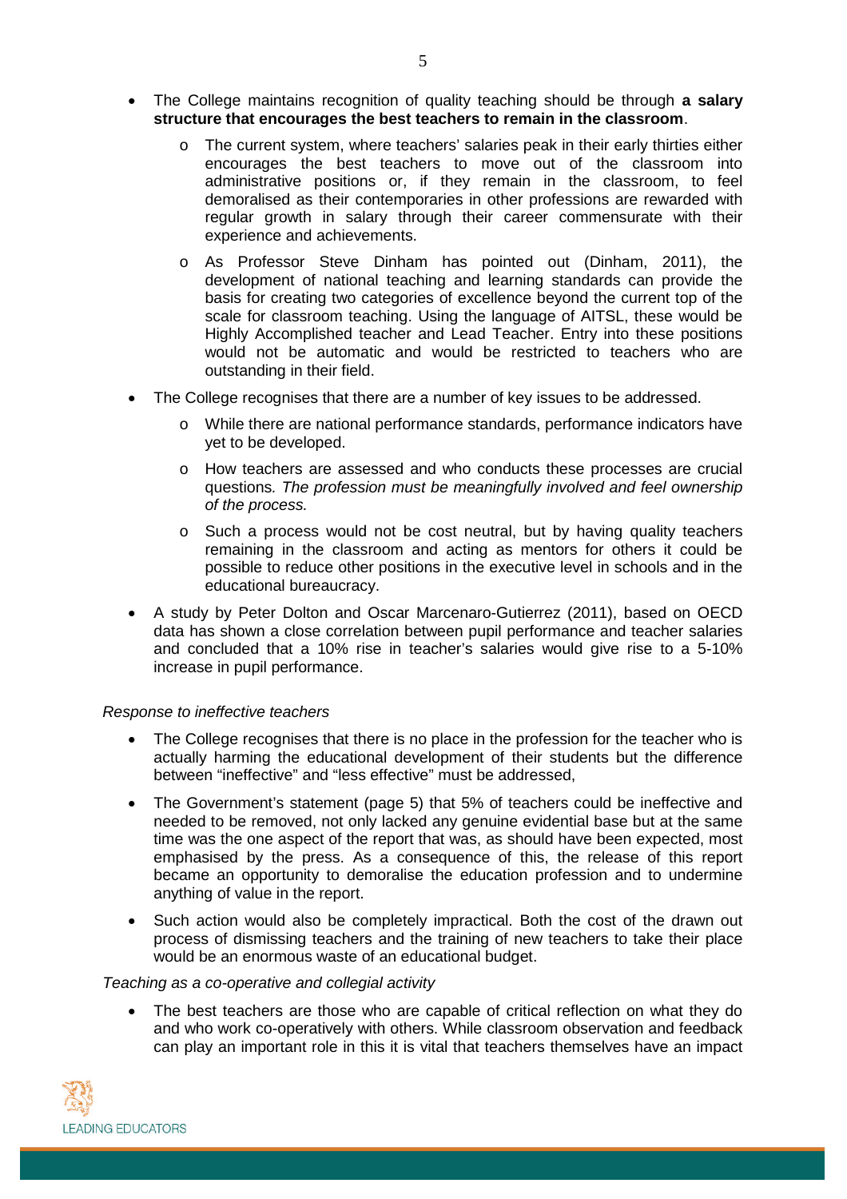- The College maintains recognition of quality teaching should be through **a salary structure that encourages the best teachers to remain in the classroom**.
    - The current system, where teachers' salaries peak in their early thirties either encourages the best teachers to move out of the classroom into administrative positions or, if they remain in the classroom, to feel demoralised as their contemporaries in other professions are rewarded with regular growth in salary through their career commensurate with their experience and achievements.
    - As Professor Steve Dinham has pointed out (Dinham, 2011), the development of national teaching and learning standards can provide the basis for creating two categories of excellence beyond the current top of the scale for classroom teaching. Using the language of AITSL, these would be Highly Accomplished teacher and Lead Teacher. Entry into these positions would not be automatic and would be restricted to teachers who are outstanding in their field.
- The College recognises that there are a number of key issues to be addressed.
    - While there are national performance standards, performance indicators have yet to be developed.
    - How teachers are assessed and who conducts these processes are crucial questions*. The profession must be meaningfully involved and feel ownership of the process.*
    - Such a process would not be cost neutral, but by having quality teachers remaining in the classroom and acting as mentors for others it could be possible to reduce other positions in the executive level in schools and in the educational bureaucracy.
- A study by Peter Dolton and Oscar Marcenaro-Gutierrez (2011), based on OECD data has shown a close correlation between pupil performance and teacher salaries and concluded that a 10% rise in teacher's salaries would give rise to a 5-10% increase in pupil performance.

*Response to ineffective teachers*

- The College recognises that there is no place in the profession for the teacher who is actually harming the educational development of their students but the difference between "ineffective" and "less effective" must be addressed,
- The Government's statement (page 5) that 5% of teachers could be ineffective and needed to be removed, not only lacked any genuine evidential base but at the same time was the one aspect of the report that was, as should have been expected, most emphasised by the press. As a consequence of this, the release of this report became an opportunity to demoralise the education profession and to undermine anything of value in the report.
- Such action would also be completely impractical. Both the cost of the drawn out process of dismissing teachers and the training of new teachers to take their place would be an enormous waste of an educational budget.

*Teaching as a co-operative and collegial activity*

- The best teachers are those who are capable of critical reflection on what they do and who work co-operatively with others. While classroom observation and feedback can play an important role in this it is vital that teachers themselves have an impact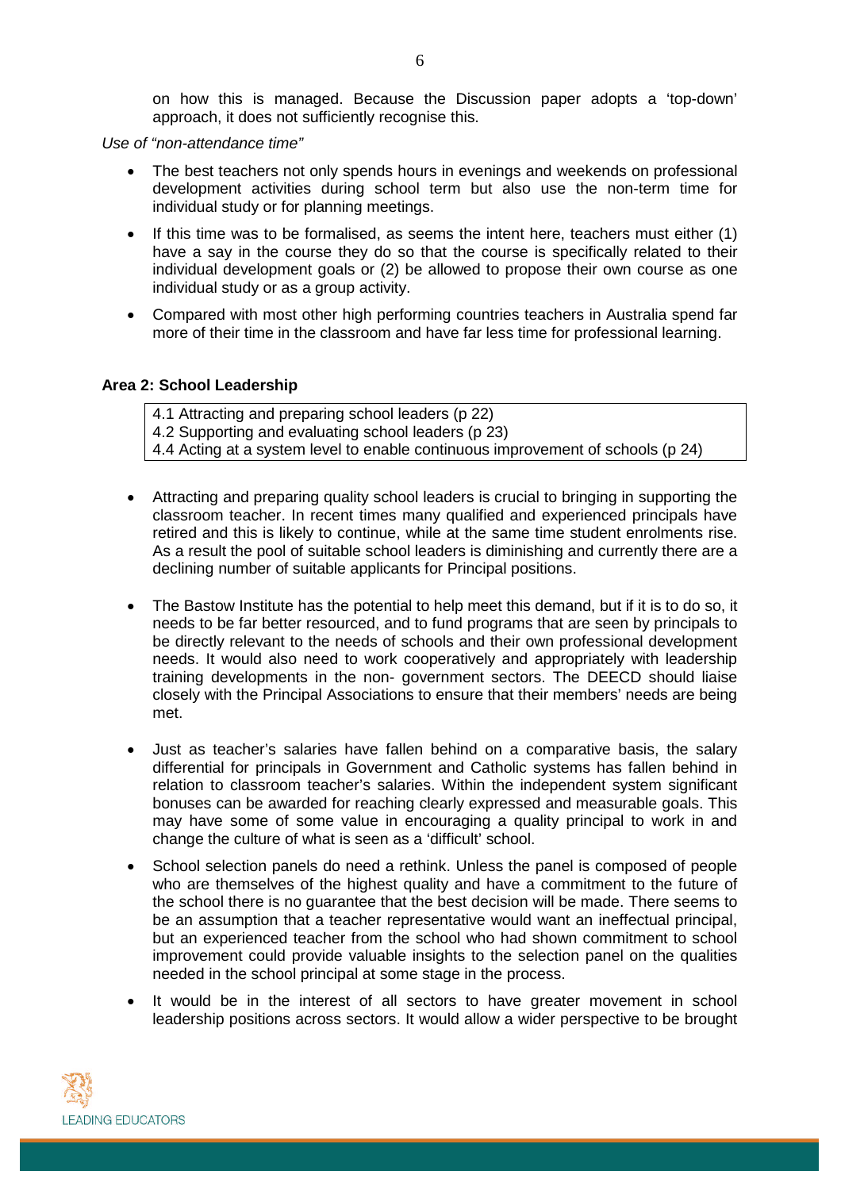on how this is managed. Because the Discussion paper adopts a 'top-down' approach, it does not sufficiently recognise this.

*Use of "non-attendance time"*

- The best teachers not only spends hours in evenings and weekends on professional development activities during school term but also use the non-term time for individual study or for planning meetings.
- If this time was to be formalised, as seems the intent here, teachers must either (1) have a say in the course they do so that the course is specifically related to their individual development goals or (2) be allowed to propose their own course as one individual study or as a group activity.
- Compared with most other high performing countries teachers in Australia spend far more of their time in the classroom and have far less time for professional learning.

**Area 2: School Leadership**

4.1 Attracting and preparing school leaders (p 22)
4.2 Supporting and evaluating school leaders (p 23)
4.4 Acting at a system level to enable continuous improvement of schools (p 24)

- Attracting and preparing quality school leaders is crucial to bringing in supporting the classroom teacher. In recent times many qualified and experienced principals have retired and this is likely to continue, while at the same time student enrolments rise. As a result the pool of suitable school leaders is diminishing and currently there are a declining number of suitable applicants for Principal positions.
- The Bastow Institute has the potential to help meet this demand, but if it is to do so, it needs to be far better resourced, and to fund programs that are seen by principals to be directly relevant to the needs of schools and their own professional development needs. It would also need to work cooperatively and appropriately with leadership training developments in the non- government sectors. The DEECD should liaise closely with the Principal Associations to ensure that their members' needs are being met.
- Just as teacher's salaries have fallen behind on a comparative basis, the salary differential for principals in Government and Catholic systems has fallen behind in relation to classroom teacher's salaries. Within the independent system significant bonuses can be awarded for reaching clearly expressed and measurable goals. This may have some of some value in encouraging a quality principal to work in and change the culture of what is seen as a 'difficult' school.
- School selection panels do need a rethink. Unless the panel is composed of people who are themselves of the highest quality and have a commitment to the future of the school there is no guarantee that the best decision will be made. There seems to be an assumption that a teacher representative would want an ineffectual principal, but an experienced teacher from the school who had shown commitment to school improvement could provide valuable insights to the selection panel on the qualities needed in the school principal at some stage in the process.
- It would be in the interest of all sectors to have greater movement in school leadership positions across sectors. It would allow a wider perspective to be brought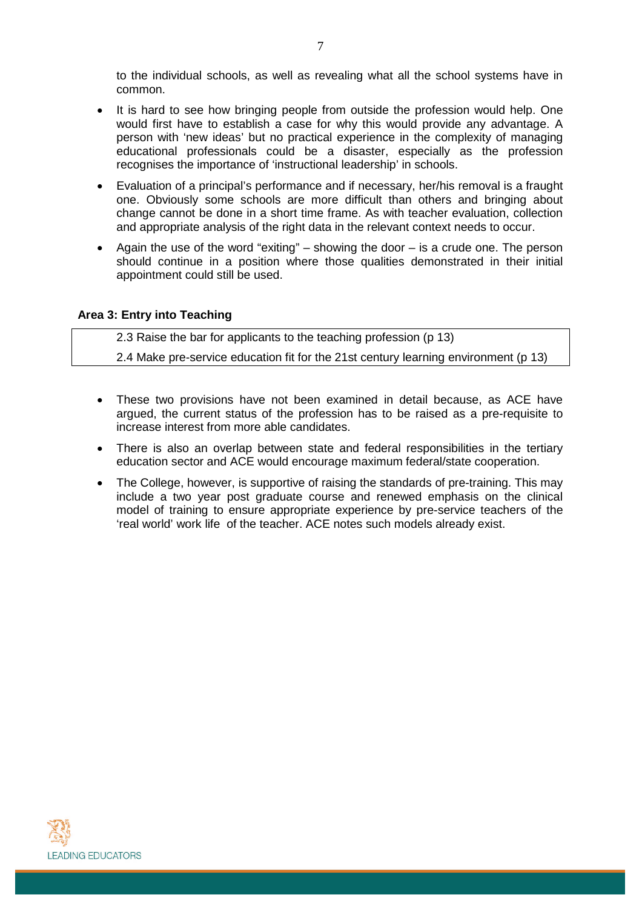to the individual schools, as well as revealing what all the school systems have in common.

- It is hard to see how bringing people from outside the profession would help. One would first have to establish a case for why this would provide any advantage. A person with 'new ideas' but no practical experience in the complexity of managing educational professionals could be a disaster, especially as the profession recognises the importance of 'instructional leadership' in schools.
- Evaluation of a principal's performance and if necessary, her/his removal is a fraught one. Obviously some schools are more difficult than others and bringing about change cannot be done in a short time frame. As with teacher evaluation, collection and appropriate analysis of the right data in the relevant context needs to occur.
- Again the use of the word "exiting" – showing the door – is a crude one. The person should continue in a position where those qualities demonstrated in their initial appointment could still be used.

**Area 3: Entry into Teaching**

| 2.3 Raise the bar for applicants to the teaching profession (p 13) |
| --- |
| 2.4 Make pre-service education fit for the 21st century learning environment (p 13) |

- These two provisions have not been examined in detail because, as ACE have argued, the current status of the profession has to be raised as a pre-requisite to increase interest from more able candidates.
- There is also an overlap between state and federal responsibilities in the tertiary education sector and ACE would encourage maximum federal/state cooperation.
- The College, however, is supportive of raising the standards of pre-training. This may include a two year post graduate course and renewed emphasis on the clinical model of training to ensure appropriate experience by pre-service teachers of the 'real world' work life of the teacher. ACE notes such models already exist.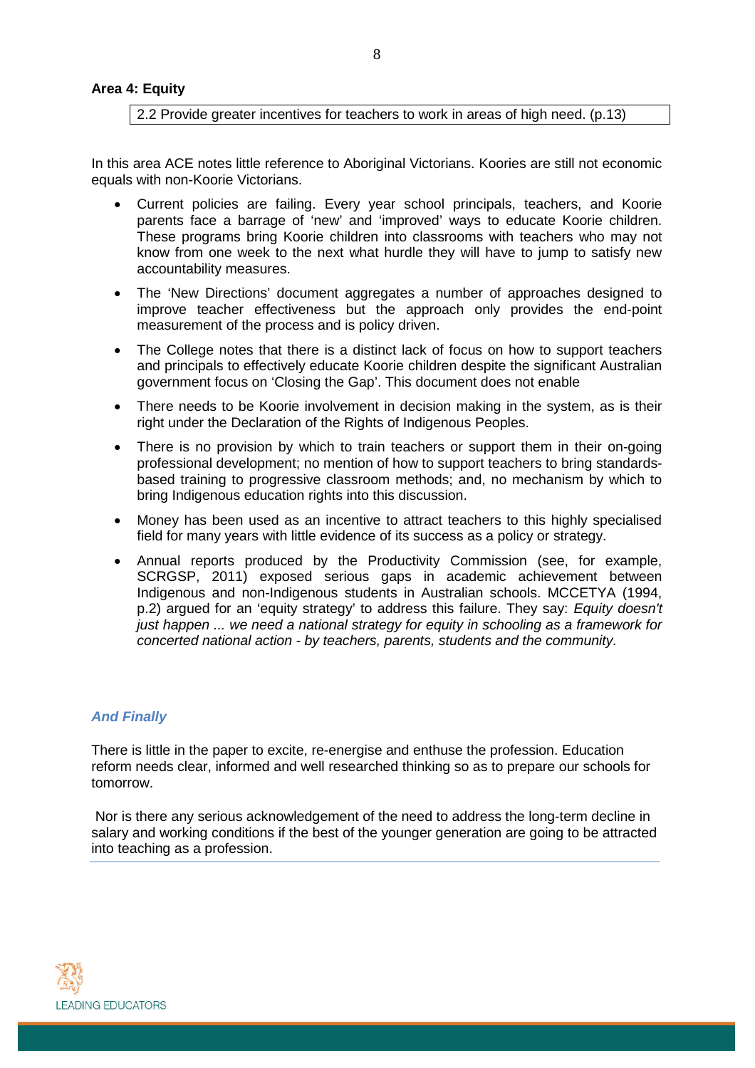**Area 4: Equity**

2.2 Provide greater incentives for teachers to work in areas of high need. (p.13)

In this area ACE notes little reference to Aboriginal Victorians. Koories are still not economic equals with non-Koorie Victorians.

- Current policies are failing. Every year school principals, teachers, and Koorie parents face a barrage of 'new' and 'improved' ways to educate Koorie children. These programs bring Koorie children into classrooms with teachers who may not know from one week to the next what hurdle they will have to jump to satisfy new accountability measures.
- The 'New Directions' document aggregates a number of approaches designed to improve teacher effectiveness but the approach only provides the end-point measurement of the process and is policy driven.
- The College notes that there is a distinct lack of focus on how to support teachers and principals to effectively educate Koorie children despite the significant Australian government focus on 'Closing the Gap'. This document does not enable
- There needs to be Koorie involvement in decision making in the system, as is their right under the Declaration of the Rights of Indigenous Peoples.
- There is no provision by which to train teachers or support them in their on-going professional development; no mention of how to support teachers to bring standards-based training to progressive classroom methods; and, no mechanism by which to bring Indigenous education rights into this discussion.
- Money has been used as an incentive to attract teachers to this highly specialised field for many years with little evidence of its success as a policy or strategy.
- Annual reports produced by the Productivity Commission (see, for example, SCRGSP, 2011) exposed serious gaps in academic achievement between Indigenous and non-Indigenous students in Australian schools. MCCETYA (1994, p.2) argued for an 'equity strategy' to address this failure. They say: *Equity doesn't just happen ... we need a national strategy for equity in schooling as a framework for concerted national action - by teachers, parents, students and the community.*

### *And Finally*

There is little in the paper to excite, re-energise and enthuse the profession. Education reform needs clear, informed and well researched thinking so as to prepare our schools for tomorrow.

Nor is there any serious acknowledgement of the need to address the long-term decline in salary and working conditions if the best of the younger generation are going to be attracted into teaching as a profession.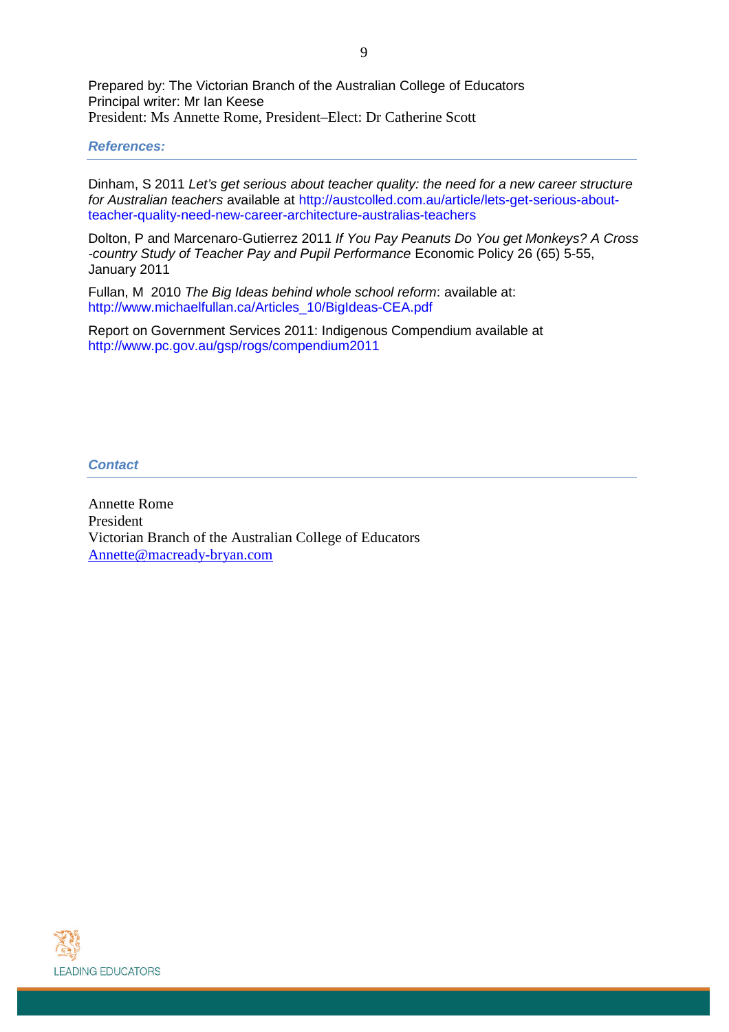Prepared by: The Victorian Branch of the Australian College of Educators
Principal writer: Mr Ian Keese
President: Ms Annette Rome, President–Elect: Dr Catherine Scott

## *References:*

Dinham, S 2011 *Let's get serious about teacher quality: the need for a new career structure for Australian teachers* available at http://austcolled.com.au/article/lets-get-serious-about-teacher-quality-need-new-career-architecture-australias-teachers

Dolton, P and Marcenaro-Gutierrez 2011 *If You Pay Peanuts Do You get Monkeys? A Cross -country Study of Teacher Pay and Pupil Performance* Economic Policy 26 (65) 5-55, January 2011

Fullan, M 2010 *The Big Ideas behind whole school reform*: available at: http://www.michaelfullan.ca/Articles_10/BigIdeas-CEA.pdf

Report on Government Services 2011: Indigenous Compendium available at http://www.pc.gov.au/gsp/rogs/compendium2011

## *Contact*

Annette Rome
President
Victorian Branch of the Australian College of Educators
Annette@macready-bryan.com

LEADING EDUCATORS